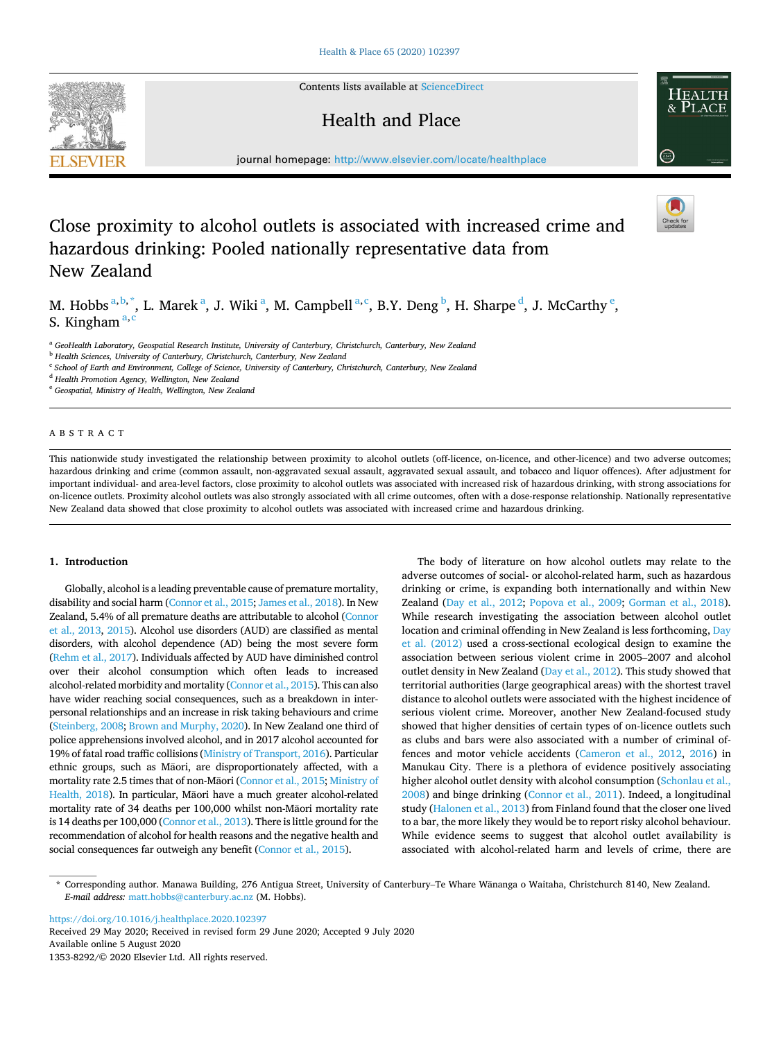# Close proximity to alcohol outlets is associated with increased crime and hazardous drinking: Pooled nationally representative data from New Zealand

M. Hobbs [a,b,*], L. Marek [a], J. Wiki [a], M. Campbell [a,c], B.Y. Deng [b], H. Sharpe [d], J. McCarthy [e], S. Kingham [a,c]

[a] GeoHealth Laboratory, Geospatial Research Institute, University of Canterbury, Christchurch, Canterbury, New Zealand
[b] Health Sciences, University of Canterbury, Christchurch, Canterbury, New Zealand
[c] School of Earth and Environment, College of Science, University of Canterbury, Christchurch, Canterbury, New Zealand
[d] Health Promotion Agency, Wellington, New Zealand
[e] Geospatial, Ministry of Health, Wellington, New Zealand

## ABSTRACT

This nationwide study investigated the relationship between proximity to alcohol outlets (off-licence, on-licence, and other-licence) and two adverse outcomes; hazardous drinking and crime (common assault, non-aggravated sexual assault, aggravated sexual assault, and tobacco and liquor offences). After adjustment for important individual- and area-level factors, close proximity to alcohol outlets was associated with increased risk of hazardous drinking, with strong associations for on-licence outlets. Proximity alcohol outlets was also strongly associated with all crime outcomes, often with a dose-response relationship. Nationally representative New Zealand data showed that close proximity to alcohol outlets was associated with increased crime and hazardous drinking.

## 1. Introduction

Globally, alcohol is a leading preventable cause of premature mortality, disability and social harm (Connor et al., 2015; James et al., 2018). In New Zealand, 5.4% of all premature deaths are attributable to alcohol (Connor et al., 2013, 2015). Alcohol use disorders (AUD) are classified as mental disorders, with alcohol dependence (AD) being the most severe form (Rehm et al., 2017). Individuals affected by AUD have diminished control over their alcohol consumption which often leads to increased alcohol-related morbidity and mortality (Connor et al., 2015). This can also have wider reaching social consequences, such as a breakdown in interpersonal relationships and an increase in risk taking behaviours and crime (Steinberg, 2008; Brown and Murphy, 2020). In New Zealand one third of police apprehensions involved alcohol, and in 2017 alcohol accounted for 19% of fatal road traffic collisions (Ministry of Transport, 2016). Particular ethnic groups, such as Māori, are disproportionately affected, with a mortality rate 2.5 times that of non-Māori (Connor et al., 2015; Ministry of Health, 2018). In particular, Māori have a much greater alcohol-related mortality rate of 34 deaths per 100,000 whilst non-Māori mortality rate is 14 deaths per 100,000 (Connor et al., 2013). There is little ground for the recommendation of alcohol for health reasons and the negative health and social consequences far outweigh any benefit (Connor et al., 2015).

The body of literature on how alcohol outlets may relate to the adverse outcomes of social- or alcohol-related harm, such as hazardous drinking or crime, is expanding both internationally and within New Zealand (Day et al., 2012; Popova et al., 2009; Gorman et al., 2018). While research investigating the association between alcohol outlet location and criminal offending in New Zealand is less forthcoming, Day et al. (2012) used a cross-sectional ecological design to examine the association between serious violent crime in 2005–2007 and alcohol outlet density in New Zealand (Day et al., 2012). This study showed that territorial authorities (large geographical areas) with the shortest travel distance to alcohol outlets were associated with the highest incidence of serious violent crime. Moreover, another New Zealand-focused study showed that higher densities of certain types of on-licence outlets such as clubs and bars were also associated with a number of criminal offences and motor vehicle accidents (Cameron et al., 2012, 2016) in Manukau City. There is a plethora of evidence positively associating higher alcohol outlet density with alcohol consumption (Schonlau et al., 2008) and binge drinking (Connor et al., 2011). Indeed, a longitudinal study (Halonen et al., 2013) from Finland found that the closer one lived to a bar, the more likely they would be to report risky alcohol behaviour. While evidence seems to suggest that alcohol outlet availability is associated with alcohol-related harm and levels of crime, there are

\* Corresponding author. Manawa Building, 276 Antigua Street, University of Canterbury–Te Whare Wānanga o Waitaha, Christchurch 8140, New Zealand.
*E-mail address:* matt.hobbs@canterbury.ac.nz (M. Hobbs).

https://doi.org/10.1016/j.healthplace.2020.102397
Received 29 May 2020; Received in revised form 29 June 2020; Accepted 9 July 2020
Available online 5 August 2020
1353-8292/© 2020 Elsevier Ltd. All rights reserved.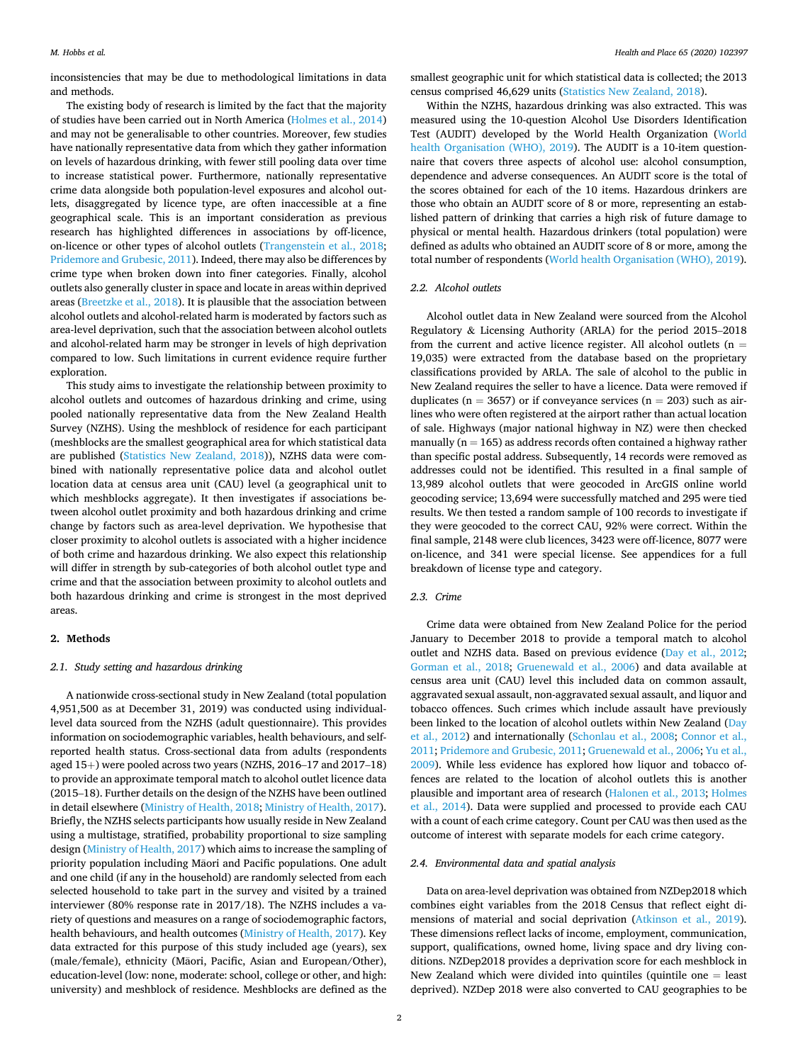inconsistencies that may be due to methodological limitations in data and methods.

The existing body of research is limited by the fact that the majority of studies have been carried out in North America (Holmes et al., 2014) and may not be generalisable to other countries. Moreover, few studies have nationally representative data from which they gather information on levels of hazardous drinking, with fewer still pooling data over time to increase statistical power. Furthermore, nationally representative crime data alongside both population-level exposures and alcohol outlets, disaggregated by licence type, are often inaccessible at a fine geographical scale. This is an important consideration as previous research has highlighted differences in associations by off-licence, on-licence or other types of alcohol outlets (Trangenstein et al., 2018; Pridemore and Grubesic, 2011). Indeed, there may also be differences by crime type when broken down into finer categories. Finally, alcohol outlets also generally cluster in space and locate in areas within deprived areas (Breetzke et al., 2018). It is plausible that the association between alcohol outlets and alcohol-related harm is moderated by factors such as area-level deprivation, such that the association between alcohol outlets and alcohol-related harm may be stronger in levels of high deprivation compared to low. Such limitations in current evidence require further exploration.

This study aims to investigate the relationship between proximity to alcohol outlets and outcomes of hazardous drinking and crime, using pooled nationally representative data from the New Zealand Health Survey (NZHS). Using the meshblock of residence for each participant (meshblocks are the smallest geographical area for which statistical data are published (Statistics New Zealand, 2018)), NZHS data were combined with nationally representative police data and alcohol outlet location data at census area unit (CAU) level (a geographical unit to which meshblocks aggregate). It then investigates if associations between alcohol outlet proximity and both hazardous drinking and crime change by factors such as area-level deprivation. We hypothesise that closer proximity to alcohol outlets is associated with a higher incidence of both crime and hazardous drinking. We also expect this relationship will differ in strength by sub-categories of both alcohol outlet type and crime and that the association between proximity to alcohol outlets and both hazardous drinking and crime is strongest in the most deprived areas.

## 2. Methods

### 2.1. Study setting and hazardous drinking

A nationwide cross-sectional study in New Zealand (total population 4,951,500 as at December 31, 2019) was conducted using individual-level data sourced from the NZHS (adult questionnaire). This provides information on sociodemographic variables, health behaviours, and self-reported health status. Cross-sectional data from adults (respondents aged 15+) were pooled across two years (NZHS, 2016–17 and 2017–18) to provide an approximate temporal match to alcohol outlet licence data (2015–18). Further details on the design of the NZHS have been outlined in detail elsewhere (Ministry of Health, 2018; Ministry of Health, 2017). Briefly, the NZHS selects participants how usually reside in New Zealand using a multistage, stratified, probability proportional to size sampling design (Ministry of Health, 2017) which aims to increase the sampling of priority population including Māori and Pacific populations. One adult and one child (if any in the household) are randomly selected from each selected household to take part in the survey and visited by a trained interviewer (80% response rate in 2017/18). The NZHS includes a variety of questions and measures on a range of sociodemographic factors, health behaviours, and health outcomes (Ministry of Health, 2017). Key data extracted for this purpose of this study included age (years), sex (male/female), ethnicity (Māori, Pacific, Asian and European/Other), education-level (low: none, moderate: school, college or other, and high: university) and meshblock of residence. Meshblocks are defined as the smallest geographic unit for which statistical data is collected; the 2013 census comprised 46,629 units (Statistics New Zealand, 2018).

Within the NZHS, hazardous drinking was also extracted. This was measured using the 10-question Alcohol Use Disorders Identification Test (AUDIT) developed by the World Health Organization (World health Organisation (WHO), 2019). The AUDIT is a 10-item questionnaire that covers three aspects of alcohol use: alcohol consumption, dependence and adverse consequences. An AUDIT score is the total of the scores obtained for each of the 10 items. Hazardous drinkers are those who obtain an AUDIT score of 8 or more, representing an established pattern of drinking that carries a high risk of future damage to physical or mental health. Hazardous drinkers (total population) were defined as adults who obtained an AUDIT score of 8 or more, among the total number of respondents (World health Organisation (WHO), 2019).

### 2.2. Alcohol outlets

Alcohol outlet data in New Zealand were sourced from the Alcohol Regulatory & Licensing Authority (ARLA) for the period 2015–2018 from the current and active licence register. All alcohol outlets (n = 19,035) were extracted from the database based on the proprietary classifications provided by ARLA. The sale of alcohol to the public in New Zealand requires the seller to have a licence. Data were removed if duplicates (n = 3657) or if conveyance services (n = 203) such as airlines who were often registered at the airport rather than actual location of sale. Highways (major national highway in NZ) were then checked manually (n = 165) as address records often contained a highway rather than specific postal address. Subsequently, 14 records were removed as addresses could not be identified. This resulted in a final sample of 13,989 alcohol outlets that were geocoded in ArcGIS online world geocoding service; 13,694 were successfully matched and 295 were tied results. We then tested a random sample of 100 records to investigate if they were geocoded to the correct CAU, 92% were correct. Within the final sample, 2148 were club licences, 3423 were off-licence, 8077 were on-licence, and 341 were special license. See appendices for a full breakdown of license type and category.

### 2.3. Crime

Crime data were obtained from New Zealand Police for the period January to December 2018 to provide a temporal match to alcohol outlet and NZHS data. Based on previous evidence (Day et al., 2012; Gorman et al., 2018; Gruenewald et al., 2006) and data available at census area unit (CAU) level this included data on common assault, aggravated sexual assault, non-aggravated sexual assault, and liquor and tobacco offences. Such crimes which include assault have previously been linked to the location of alcohol outlets within New Zealand (Day et al., 2012) and internationally (Schonlau et al., 2008; Connor et al., 2011; Pridemore and Grubesic, 2011; Gruenewald et al., 2006; Yu et al., 2009). While less evidence has explored how liquor and tobacco offences are related to the location of alcohol outlets this is another plausible and important area of research (Halonen et al., 2013; Holmes et al., 2014). Data were supplied and processed to provide each CAU with a count of each crime category. Count per CAU was then used as the outcome of interest with separate models for each crime category.

### 2.4. Environmental data and spatial analysis

Data on area-level deprivation was obtained from NZDep2018 which combines eight variables from the 2018 Census that reflect eight dimensions of material and social deprivation (Atkinson et al., 2019). These dimensions reflect lacks of income, employment, communication, support, qualifications, owned home, living space and dry living conditions. NZDep2018 provides a deprivation score for each meshblock in New Zealand which were divided into quintiles (quintile one = least deprived). NZDep 2018 were also converted to CAU geographies to be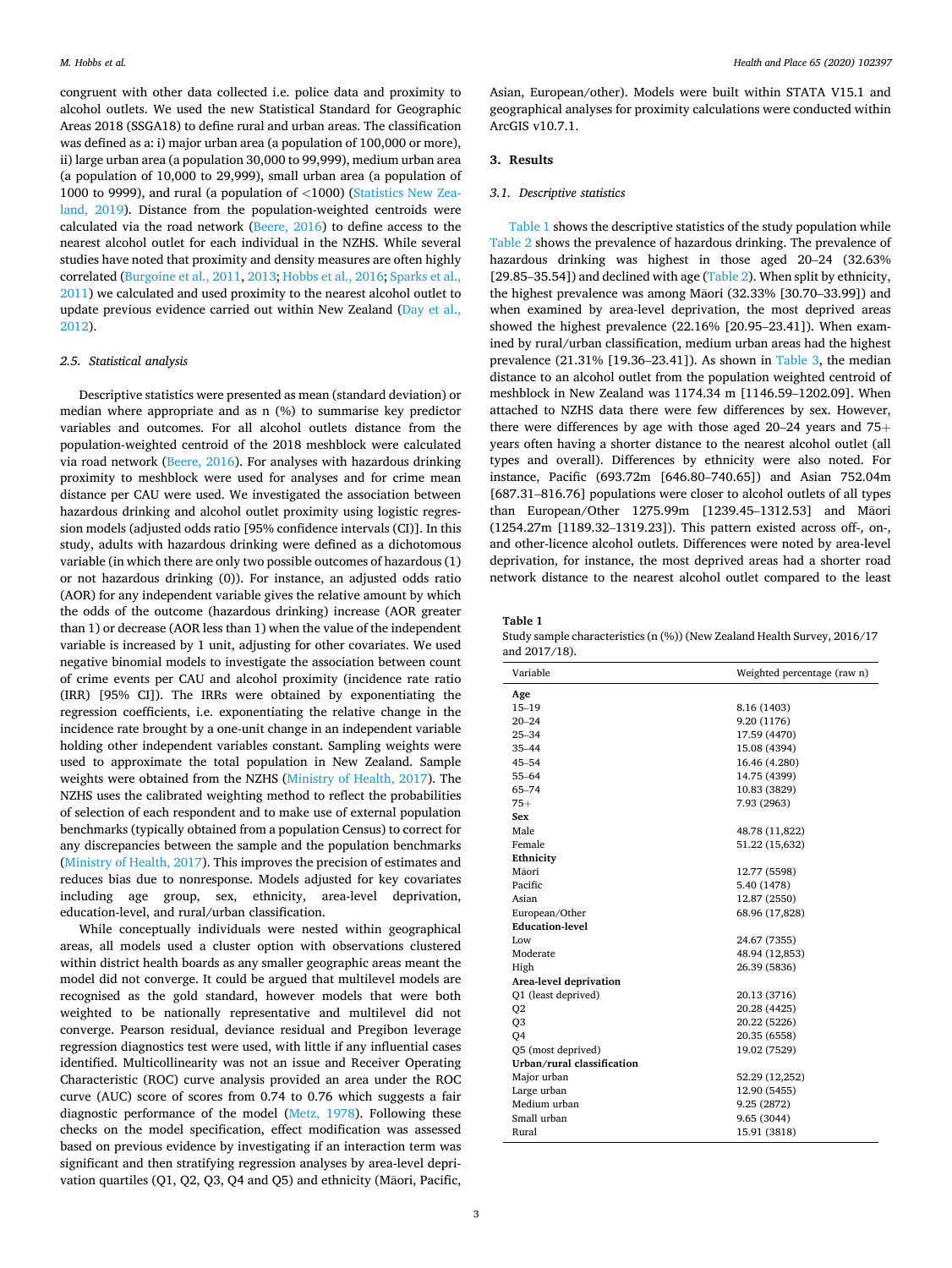congruent with other data collected i.e. police data and proximity to alcohol outlets. We used the new Statistical Standard for Geographic Areas 2018 (SSGA18) to define rural and urban areas. The classification was defined as a: i) major urban area (a population of 100,000 or more), ii) large urban area (a population 30,000 to 99,999), medium urban area (a population of 10,000 to 29,999), small urban area (a population of 1000 to 9999), and rural (a population of <1000) (Statistics New Zealand, 2019). Distance from the population-weighted centroids were calculated via the road network (Beere, 2016) to define access to the nearest alcohol outlet for each individual in the NZHS. While several studies have noted that proximity and density measures are often highly correlated (Burgoine et al., 2011, 2013; Hobbs et al., 2016; Sparks et al., 2011) we calculated and used proximity to the nearest alcohol outlet to update previous evidence carried out within New Zealand (Day et al., 2012).

### 2.5. Statistical analysis

Descriptive statistics were presented as mean (standard deviation) or median where appropriate and as n (%) to summarise key predictor variables and outcomes. For all alcohol outlets distance from the population-weighted centroid of the 2018 meshblock were calculated via road network (Beere, 2016). For analyses with hazardous drinking proximity to meshblock were used for analyses and for crime mean distance per CAU were used. We investigated the association between hazardous drinking and alcohol outlet proximity using logistic regression models (adjusted odds ratio [95% confidence intervals (CI)]. In this study, adults with hazardous drinking were defined as a dichotomous variable (in which there are only two possible outcomes of hazardous (1) or not hazardous drinking (0)). For instance, an adjusted odds ratio (AOR) for any independent variable gives the relative amount by which the odds of the outcome (hazardous drinking) increase (AOR greater than 1) or decrease (AOR less than 1) when the value of the independent variable is increased by 1 unit, adjusting for other covariates. We used negative binomial models to investigate the association between count of crime events per CAU and alcohol proximity (incidence rate ratio (IRR) [95% CI]). The IRRs were obtained by exponentiating the regression coefficients, i.e. exponentiating the relative change in the incidence rate brought by a one-unit change in an independent variable holding other independent variables constant. Sampling weights were used to approximate the total population in New Zealand. Sample weights were obtained from the NZHS (Ministry of Health, 2017). The NZHS uses the calibrated weighting method to reflect the probabilities of selection of each respondent and to make use of external population benchmarks (typically obtained from a population Census) to correct for any discrepancies between the sample and the population benchmarks (Ministry of Health, 2017). This improves the precision of estimates and reduces bias due to nonresponse. Models adjusted for key covariates including age group, sex, ethnicity, area-level deprivation, education-level, and rural/urban classification.

While conceptually individuals were nested within geographical areas, all models used a cluster option with observations clustered within district health boards as any smaller geographic areas meant the model did not converge. It could be argued that multilevel models are recognised as the gold standard, however models that were both weighted to be nationally representative and multilevel did not converge. Pearson residual, deviance residual and Pregibon leverage regression diagnostics test were used, with little if any influential cases identified. Multicollinearity was not an issue and Receiver Operating Characteristic (ROC) curve analysis provided an area under the ROC curve (AUC) score of scores from 0.74 to 0.76 which suggests a fair diagnostic performance of the model (Metz, 1978). Following these checks on the model specification, effect modification was assessed based on previous evidence by investigating if an interaction term was significant and then stratifying regression analyses by area-level deprivation quartiles (Q1, Q2, Q3, Q4 and Q5) and ethnicity (Māori, Pacific, Asian, European/other). Models were built within STATA V15.1 and geographical analyses for proximity calculations were conducted within ArcGIS v10.7.1.

## 3. Results

### 3.1. Descriptive statistics

Table 1 shows the descriptive statistics of the study population while Table 2 shows the prevalence of hazardous drinking. The prevalence of hazardous drinking was highest in those aged 20–24 (32.63% [29.85–35.54]) and declined with age (Table 2). When split by ethnicity, the highest prevalence was among Māori (32.33% [30.70–33.99]) and when examined by area-level deprivation, the most deprived areas showed the highest prevalence (22.16% [20.95–23.41]). When examined by rural/urban classification, medium urban areas had the highest prevalence (21.31% [19.36–23.41]). As shown in Table 3, the median distance to an alcohol outlet from the population weighted centroid of meshblock in New Zealand was 1174.34 m [1146.59–1202.09]. When attached to NZHS data there were few differences by sex. However, there were differences by age with those aged 20–24 years and 75+ years often having a shorter distance to the nearest alcohol outlet (all types and overall). Differences by ethnicity were also noted. For instance, Pacific (693.72m [646.80–740.65]) and Asian 752.04m [687.31–816.76] populations were closer to alcohol outlets of all types than European/Other 1275.99m [1239.45–1312.53] and Māori (1254.27m [1189.32–1319.23]). This pattern existed across off-, on-, and other-licence alcohol outlets. Differences were noted by area-level deprivation, for instance, the most deprived areas had a shorter road network distance to the nearest alcohol outlet compared to the least

**Table 1**
Study sample characteristics (n (%)) (New Zealand Health Survey, 2016/17 and 2017/18).

| Variable | Weighted percentage (raw n) |
|---|---|
| **Age** | |
| 15–19 | 8.16 (1403) |
| 20–24 | 9.20 (1176) |
| 25–34 | 17.59 (4470) |
| 35–44 | 15.08 (4394) |
| 45–54 | 16.46 (4.280) |
| 55–64 | 14.75 (4399) |
| 65–74 | 10.83 (3829) |
| 75+ | 7.93 (2963) |
| **Sex** | |
| Male | 48.78 (11,822) |
| Female | 51.22 (15,632) |
| **Ethnicity** | |
| Māori | 12.77 (5598) |
| Pacific | 5.40 (1478) |
| Asian | 12.87 (2550) |
| European/Other | 68.96 (17,828) |
| **Education-level** | |
| Low | 24.67 (7355) |
| Moderate | 48.94 (12,853) |
| High | 26.39 (5836) |
| **Area-level deprivation** | |
| Q1 (least deprived) | 20.13 (3716) |
| Q2 | 20.28 (4425) |
| Q3 | 20.22 (5226) |
| Q4 | 20.35 (6558) |
| Q5 (most deprived) | 19.02 (7529) |
| **Urban/rural classification** | |
| Major urban | 52.29 (12,252) |
| Large urban | 12.90 (5455) |
| Medium urban | 9.25 (2872) |
| Small urban | 9.65 (3044) |
| Rural | 15.91 (3818) |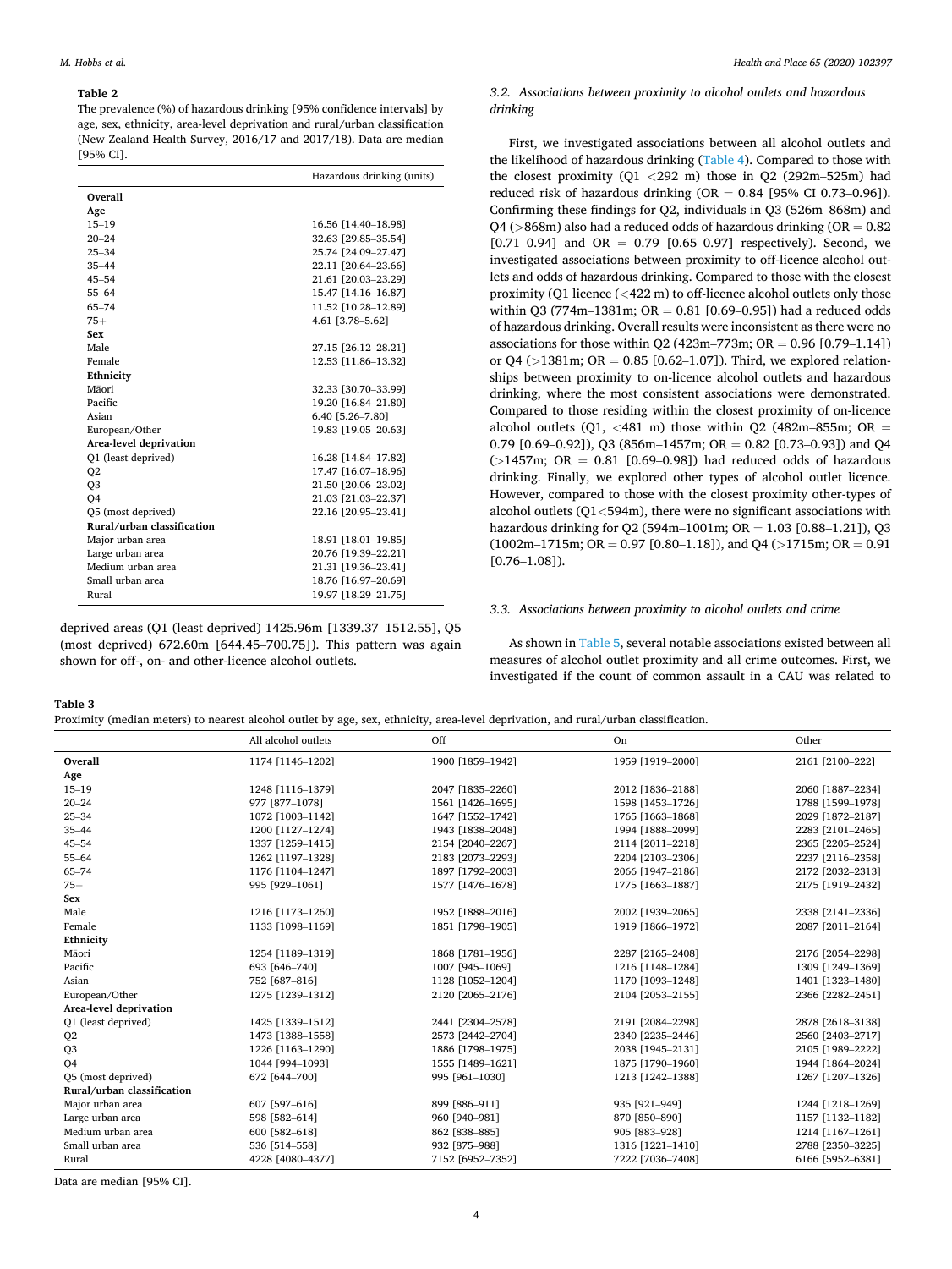**Table 2**
The prevalence (%) of hazardous drinking [95% confidence intervals] by age, sex, ethnicity, area-level deprivation and rural/urban classification (New Zealand Health Survey, 2016/17 and 2017/18). Data are median [95% CI].

| | Hazardous drinking (units) |
|---|---|
| **Overall** | |
| **Age** | |
| 15–19 | 16.56 [14.40–18.98] |
| 20–24 | 32.63 [29.85–35.54] |
| 25–34 | 25.74 [24.09–27.47] |
| 35–44 | 22.11 [20.64–23.66] |
| 45–54 | 21.61 [20.03–23.29] |
| 55–64 | 15.47 [14.16–16.87] |
| 65–74 | 11.52 [10.28–12.89] |
| 75+ | 4.61 [3.78–5.62] |
| **Sex** | |
| Male | 27.15 [26.12–28.21] |
| Female | 12.53 [11.86–13.32] |
| **Ethnicity** | |
| Māori | 32.33 [30.70–33.99] |
| Pacific | 19.20 [16.84–21.80] |
| Asian | 6.40 [5.26–7.80] |
| European/Other | 19.83 [19.05–20.63] |
| **Area-level deprivation** | |
| Q1 (least deprived) | 16.28 [14.84–17.82] |
| Q2 | 17.47 [16.07–18.96] |
| Q3 | 21.50 [20.06–23.02] |
| Q4 | 21.03 [21.03–22.37] |
| Q5 (most deprived) | 22.16 [20.95–23.41] |
| **Rural/urban classification** | |
| Major urban area | 18.91 [18.01–19.85] |
| Large urban area | 20.76 [19.39–22.21] |
| Medium urban area | 21.31 [19.36–23.41] |
| Small urban area | 18.76 [16.97–20.69] |
| Rural | 19.97 [18.29–21.75] |

deprived areas (Q1 (least deprived) 1425.96m [1339.37–1512.55], Q5 (most deprived) 672.60m [644.45–700.75]). This pattern was again shown for off-, on- and other-licence alcohol outlets.

### 3.2. Associations between proximity to alcohol outlets and hazardous drinking

First, we investigated associations between all alcohol outlets and the likelihood of hazardous drinking (Table 4). Compared to those with the closest proximity (Q1 <292 m) those in Q2 (292m–525m) had reduced risk of hazardous drinking (OR = 0.84 [95% CI 0.73–0.96]). Confirming these findings for Q2, individuals in Q3 (526m–868m) and Q4 (>868m) also had a reduced odds of hazardous drinking (OR = 0.82 [0.71–0.94] and OR = 0.79 [0.65–0.97] respectively). Second, we investigated associations between proximity to off-licence alcohol outlets and odds of hazardous drinking. Compared to those with the closest proximity (Q1 licence (<422 m) to off-licence alcohol outlets only those within Q3 (774m–1381m; OR = 0.81 [0.69–0.95]) had a reduced odds of hazardous drinking. Overall results were inconsistent as there were no associations for those within Q2 (423m–773m; OR = 0.96 [0.79–1.14]) or Q4 (>1381m; OR = 0.85 [0.62–1.07]). Third, we explored relationships between proximity to on-licence alcohol outlets and hazardous drinking, where the most consistent associations were demonstrated. Compared to those residing within the closest proximity of on-licence alcohol outlets (Q1, <481 m) those within Q2 (482m–855m; OR = 0.79 [0.69–0.92]), Q3 (856m–1457m; OR = 0.82 [0.73–0.93]) and Q4 (>1457m; OR = 0.81 [0.69–0.98]) had reduced odds of hazardous drinking. Finally, we explored other types of alcohol outlet licence. However, compared to those with the closest proximity other-types of alcohol outlets (Q1<594m), there were no significant associations with hazardous drinking for Q2 (594m–1001m; OR = 1.03 [0.88–1.21]), Q3 (1002m–1715m; OR = 0.97 [0.80–1.18]), and Q4 (>1715m; OR = 0.91 [0.76–1.08]).

### 3.3. Associations between proximity to alcohol outlets and crime

As shown in Table 5, several notable associations existed between all measures of alcohol outlet proximity and all crime outcomes. First, we investigated if the count of common assault in a CAU was related to

**Table 3**
Proximity (median meters) to nearest alcohol outlet by age, sex, ethnicity, area-level deprivation, and rural/urban classification.

| | All alcohol outlets | Off | On | Other |
|---|---|---|---|---|
| **Overall** | 1174 [1146–1202] | 1900 [1859–1942] | 1959 [1919–2000] | 2161 [2100–222] |
| **Age** | | | | |
| 15–19 | 1248 [1116–1379] | 2047 [1835–2260] | 2012 [1836–2188] | 2060 [1887–2234] |
| 20–24 | 977 [877–1078] | 1561 [1426–1695] | 1598 [1453–1726] | 1788 [1599–1978] |
| 25–34 | 1072 [1003–1142] | 1647 [1552–1742] | 1765 [1663–1868] | 2029 [1872–2187] |
| 35–44 | 1200 [1127–1274] | 1943 [1838–2048] | 1994 [1888–2099] | 2283 [2101–2465] |
| 45–54 | 1337 [1259–1415] | 2154 [2040–2267] | 2114 [2011–2218] | 2365 [2205–2524] |
| 55–64 | 1262 [1197–1328] | 2183 [2073–2293] | 2204 [2103–2306] | 2237 [2116–2358] |
| 65–74 | 1176 [1104–1247] | 1897 [1792–2003] | 2066 [1947–2186] | 2172 [2032–2313] |
| 75+ | 995 [929–1061] | 1577 [1476–1678] | 1775 [1663–1887] | 2175 [1919–2432] |
| **Sex** | | | | |
| Male | 1216 [1173–1260] | 1952 [1888–2016] | 2002 [1939–2065] | 2338 [2141–2336] |
| Female | 1133 [1098–1169] | 1851 [1798–1905] | 1919 [1866–1972] | 2087 [2011–2164] |
| **Ethnicity** | | | | |
| Māori | 1254 [1189–1319] | 1868 [1781–1956] | 2287 [2165–2408] | 2176 [2054–2298] |
| Pacific | 693 [646–740] | 1007 [945–1069] | 1216 [1148–1284] | 1309 [1249–1369] |
| Asian | 752 [687–816] | 1128 [1052–1204] | 1170 [1093–1248] | 1401 [1323–1480] |
| European/Other | 1275 [1239–1312] | 2120 [2065–2176] | 2104 [2053–2155] | 2366 [2282–2451] |
| **Area-level deprivation** | | | | |
| Q1 (least deprived) | 1425 [1339–1512] | 2441 [2304–2578] | 2191 [2084–2298] | 2878 [2618–3138] |
| Q2 | 1473 [1388–1558] | 2573 [2442–2704] | 2340 [2235–2446] | 2560 [2403–2717] |
| Q3 | 1226 [1163–1290] | 1886 [1798–1975] | 2038 [1945–2131] | 2105 [1989–2222] |
| Q4 | 1044 [994–1093] | 1555 [1489–1621] | 1875 [1790–1960] | 1944 [1864–2024] |
| Q5 (most deprived) | 672 [644–700] | 995 [961–1030] | 1213 [1242–1388] | 1267 [1207–1326] |
| **Rural/urban classification** | | | | |
| Major urban area | 607 [597–616] | 899 [886–911] | 935 [921–949] | 1244 [1218–1269] |
| Large urban area | 598 [582–614] | 960 [940–981] | 870 [850–890] | 1157 [1132–1182] |
| Medium urban area | 600 [582–618] | 862 [838–885] | 905 [883–928] | 1214 [1167–1261] |
| Small urban area | 536 [514–558] | 932 [875–988] | 1316 [1221–1410] | 2788 [2350–3225] |
| Rural | 4228 [4080–4377] | 7152 [6952–7352] | 7222 [7036–7408] | 6166 [5952–6381] |

Data are median [95% CI].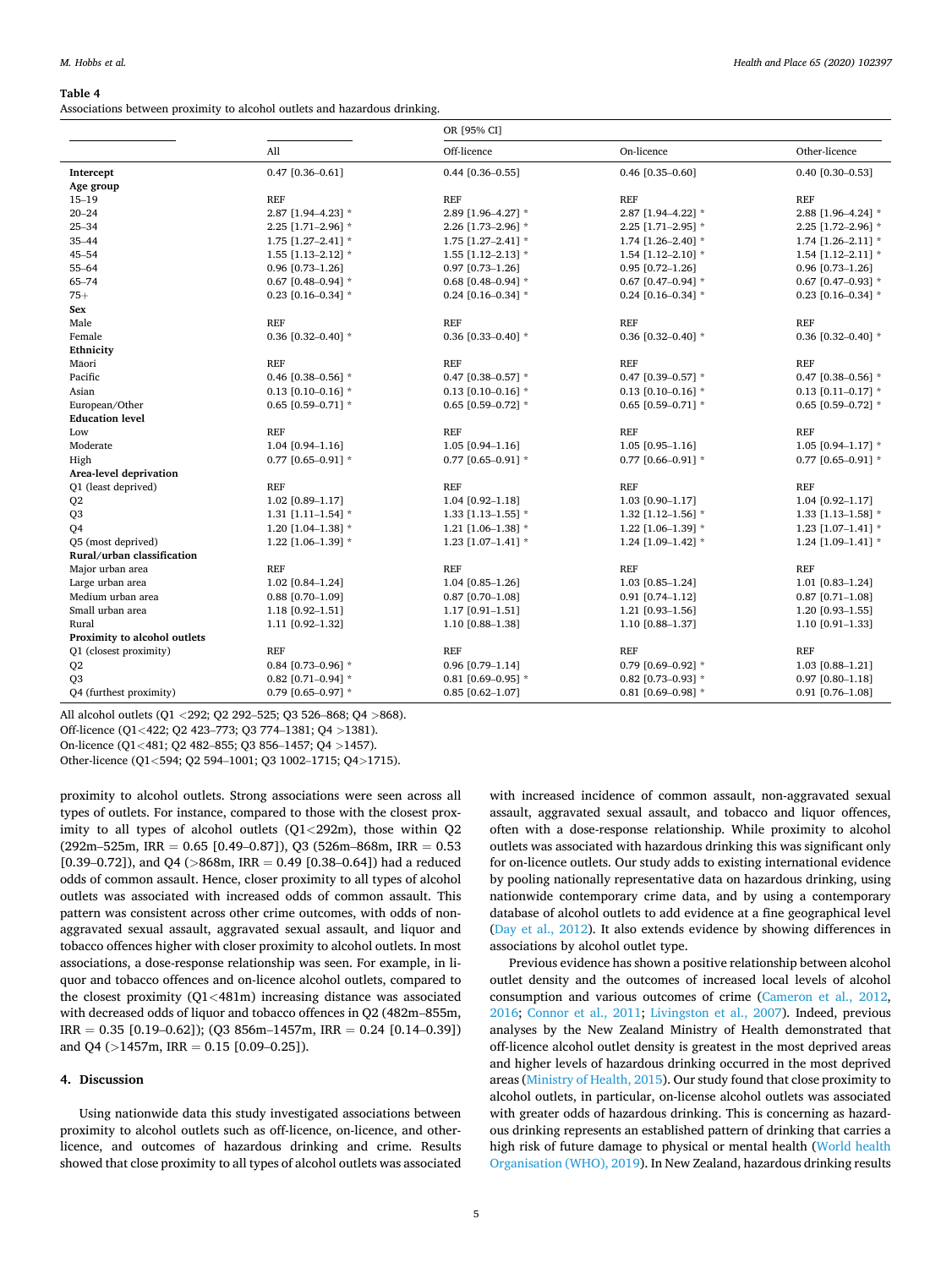**Table 4**
Associations between proximity to alcohol outlets and hazardous drinking.

| | OR [95% CI] | | | |
|---|---|---|---|---|
| | All | Off-licence | On-licence | Other-licence |
| **Intercept** | 0.47 [0.36–0.61] | 0.44 [0.36–0.55] | 0.46 [0.35–0.60] | 0.40 [0.30–0.53] |
| **Age group** | | | | |
| 15–19 | REF | REF | REF | REF |
| 20–24 | 2.87 [1.94–4.23] * | 2.89 [1.96–4.27] * | 2.87 [1.94–4.22] * | 2.88 [1.96–4.24] * |
| 25–34 | 2.25 [1.71–2.96] * | 2.26 [1.73–2.96] * | 2.25 [1.71–2.95] * | 2.25 [1.72–2.96] * |
| 35–44 | 1.75 [1.27–2.41] * | 1.75 [1.27–2.41] * | 1.74 [1.26–2.40] * | 1.74 [1.26–2.11] * |
| 45–54 | 1.55 [1.13–2.12] * | 1.55 [1.12–2.13] * | 1.54 [1.12–2.10] * | 1.54 [1.12–2.11] * |
| 55–64 | 0.96 [0.73–1.26] | 0.97 [0.73–1.26] | 0.95 [0.72–1.26] | 0.96 [0.73–1.26] |
| 65–74 | 0.67 [0.48–0.94] * | 0.68 [0.48–0.94] * | 0.67 [0.47–0.94] * | 0.67 [0.47–0.93] * |
| 75+ | 0.23 [0.16–0.34] * | 0.24 [0.16–0.34] * | 0.24 [0.16–0.34] * | 0.23 [0.16–0.34] * |
| **Sex** | | | | |
| Male | REF | REF | REF | REF |
| Female | 0.36 [0.32–0.40] * | 0.36 [0.33–0.40] * | 0.36 [0.32–0.40] * | 0.36 [0.32–0.40] * |
| **Ethnicity** | | | | |
| Maori | REF | REF | REF | REF |
| Pacific | 0.46 [0.38–0.56] * | 0.47 [0.38–0.57] * | 0.47 [0.39–0.57] * | 0.47 [0.38–0.56] * |
| Asian | 0.13 [0.10–0.16] * | 0.13 [0.10–0.16] * | 0.13 [0.10–0.16] * | 0.13 [0.11–0.17] * |
| European/Other | 0.65 [0.59–0.71] * | 0.65 [0.59–0.72] * | 0.65 [0.59–0.71] * | 0.65 [0.59–0.72] * |
| **Education level** | | | | |
| Low | REF | REF | REF | REF |
| Moderate | 1.04 [0.94–1.16] | 1.05 [0.94–1.16] | 1.05 [0.95–1.16] | 1.05 [0.94–1.17] * |
| High | 0.77 [0.65–0.91] * | 0.77 [0.65–0.91] * | 0.77 [0.66–0.91] * | 0.77 [0.65–0.91] * |
| **Area-level deprivation** | | | | |
| Q1 (least deprived) | REF | REF | REF | REF |
| Q2 | 1.02 [0.89–1.17] | 1.04 [0.92–1.18] | 1.03 [0.90–1.17] | 1.04 [0.92–1.17] |
| Q3 | 1.31 [1.11–1.54] * | 1.33 [1.13–1.55] * | 1.32 [1.12–1.56] * | 1.33 [1.13–1.58] * |
| Q4 | 1.20 [1.04–1.38] * | 1.21 [1.06–1.38] * | 1.22 [1.06–1.39] * | 1.23 [1.07–1.41] * |
| Q5 (most deprived) | 1.22 [1.06–1.39] * | 1.23 [1.07–1.41] * | 1.24 [1.09–1.42] * | 1.24 [1.09–1.41] * |
| **Rural/urban classification** | | | | |
| Major urban area | REF | REF | REF | REF |
| Large urban area | 1.02 [0.84–1.24] | 1.04 [0.85–1.26] | 1.03 [0.85–1.24] | 1.01 [0.83–1.24] |
| Medium urban area | 0.88 [0.70–1.09] | 0.87 [0.70–1.08] | 0.91 [0.74–1.12] | 0.87 [0.71–1.08] |
| Small urban area | 1.18 [0.92–1.51] | 1.17 [0.91–1.51] | 1.21 [0.93–1.56] | 1.20 [0.93–1.55] |
| Rural | 1.11 [0.92–1.32] | 1.10 [0.88–1.38] | 1.10 [0.88–1.37] | 1.10 [0.91–1.33] |
| **Proximity to alcohol outlets** | | | | |
| Q1 (closest proximity) | REF | REF | REF | REF |
| Q2 | 0.84 [0.73–0.96] * | 0.96 [0.79–1.14] | 0.79 [0.69–0.92] * | 1.03 [0.88–1.21] |
| Q3 | 0.82 [0.71–0.94] * | 0.81 [0.69–0.95] * | 0.82 [0.73–0.93] * | 0.97 [0.80–1.18] |
| Q4 (furthest proximity) | 0.79 [0.65–0.97] * | 0.85 [0.62–1.07] | 0.81 [0.69–0.98] * | 0.91 [0.76–1.08] |

All alcohol outlets (Q1 <292; Q2 292–525; Q3 526–868; Q4 >868).
Off-licence (Q1<422; Q2 423–773; Q3 774–1381; Q4 >1381).
On-licence (Q1<481; Q2 482–855; Q3 856–1457; Q4 >1457).
Other-licence (Q1<594; Q2 594–1001; Q3 1002–1715; Q4>1715).

proximity to alcohol outlets. Strong associations were seen across all types of outlets. For instance, compared to those with the closest proximity to all types of alcohol outlets (Q1<292m), those within Q2 (292m–525m, IRR = 0.65 [0.49–0.87]), Q3 (526m–868m, IRR = 0.53 [0.39–0.72]), and Q4 (>868m, IRR = 0.49 [0.38–0.64]) had a reduced odds of common assault. Hence, closer proximity to all types of alcohol outlets was associated with increased odds of common assault. This pattern was consistent across other crime outcomes, with odds of non-aggravated sexual assault, aggravated sexual assault, and liquor and tobacco offences higher with closer proximity to alcohol outlets. In most associations, a dose-response relationship was seen. For example, in liquor and tobacco offences and on-licence alcohol outlets, compared to the closest proximity (Q1<481m) increasing distance was associated with decreased odds of liquor and tobacco offences in Q2 (482m–855m, IRR = 0.35 [0.19–0.62]); (Q3 856m–1457m, IRR = 0.24 [0.14–0.39]) and Q4 (>1457m, IRR = 0.15 [0.09–0.25]).

## 4. Discussion

Using nationwide data this study investigated associations between proximity to alcohol outlets such as off-licence, on-licence, and other-licence, and outcomes of hazardous drinking and crime. Results showed that close proximity to all types of alcohol outlets was associated with increased incidence of common assault, non-aggravated sexual assault, aggravated sexual assault, and tobacco and liquor offences, often with a dose-response relationship. While proximity to alcohol outlets was associated with hazardous drinking this was significant only for on-licence outlets. Our study adds to existing international evidence by pooling nationally representative data on hazardous drinking, using nationwide contemporary crime data, and by using a contemporary database of alcohol outlets to add evidence at a fine geographical level (Day et al., 2012). It also extends evidence by showing differences in associations by alcohol outlet type.

Previous evidence has shown a positive relationship between alcohol outlet density and the outcomes of increased local levels of alcohol consumption and various outcomes of crime (Cameron et al., 2012, 2016; Connor et al., 2011; Livingston et al., 2007). Indeed, previous analyses by the New Zealand Ministry of Health demonstrated that off-licence alcohol outlet density is greatest in the most deprived areas and higher levels of hazardous drinking occurred in the most deprived areas (Ministry of Health, 2015). Our study found that close proximity to alcohol outlets, in particular, on-license alcohol outlets was associated with greater odds of hazardous drinking. This is concerning as hazardous drinking represents an established pattern of drinking that carries a high risk of future damage to physical or mental health (World health Organisation (WHO), 2019). In New Zealand, hazardous drinking results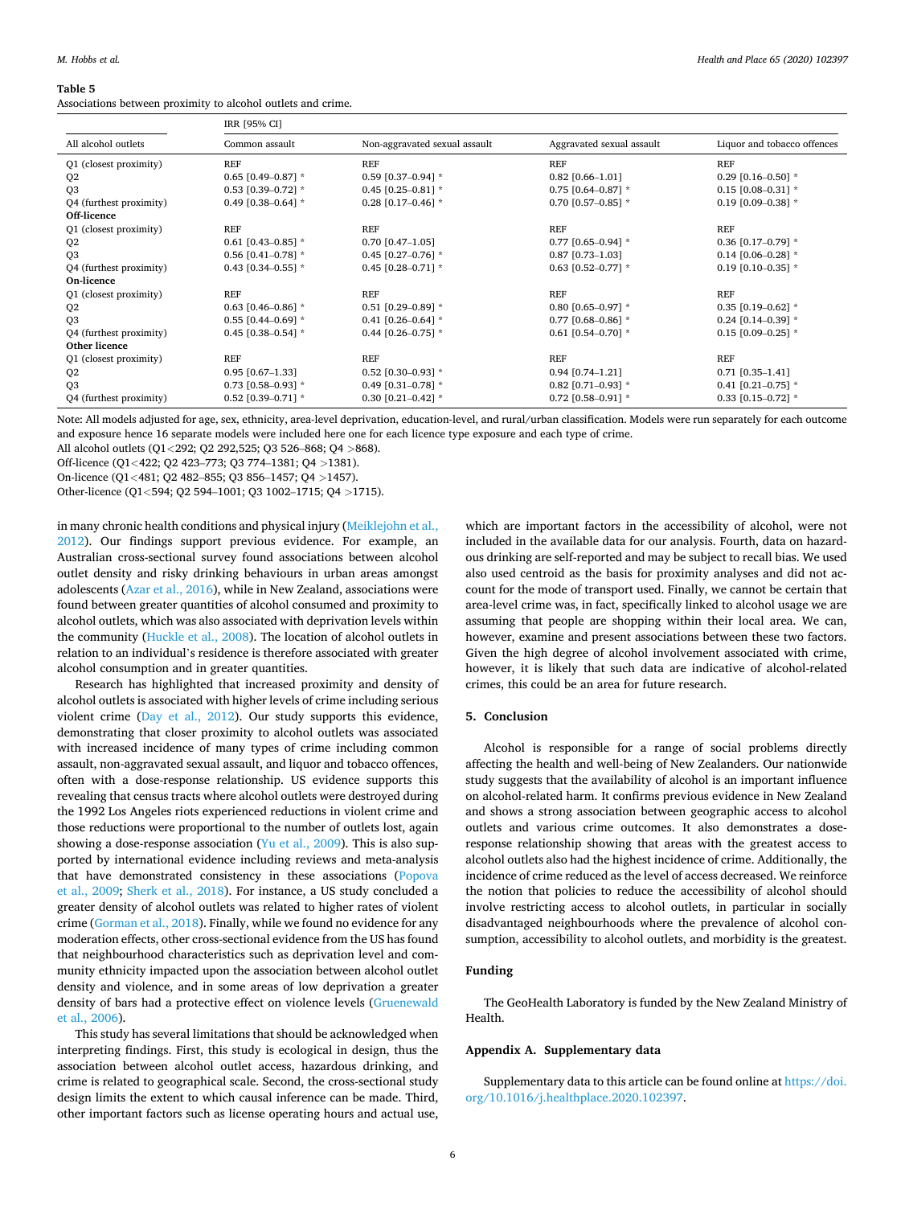**Table 5**

Associations between proximity to alcohol outlets and crime.

| | IRR [95% CI] | | | |
|---|---|---|---|---|
| All alcohol outlets | Common assault | Non-aggravated sexual assault | Aggravated sexual assault | Liquor and tobacco offences |
| Q1 (closest proximity) | REF | REF | REF | REF |
| Q2 | 0.65 [0.49–0.87] * | 0.59 [0.37–0.94] * | 0.82 [0.66–1.01] | 0.29 [0.16–0.50] * |
| Q3 | 0.53 [0.39–0.72] * | 0.45 [0.25–0.81] * | 0.75 [0.64–0.87] * | 0.15 [0.08–0.31] * |
| Q4 (furthest proximity) | 0.49 [0.38–0.64] * | 0.28 [0.17–0.46] * | 0.70 [0.57–0.85] * | 0.19 [0.09–0.38] * |
| **Off-licence** | | | | |
| Q1 (closest proximity) | REF | REF | REF | REF |
| Q2 | 0.61 [0.43–0.85] * | 0.70 [0.47–1.05] | 0.77 [0.65–0.94] * | 0.36 [0.17–0.79] * |
| Q3 | 0.56 [0.41–0.78] * | 0.45 [0.27–0.76] * | 0.87 [0.73–1.03] | 0.14 [0.06–0.28] * |
| Q4 (furthest proximity) | 0.43 [0.34–0.55] * | 0.45 [0.28–0.71] * | 0.63 [0.52–0.77] * | 0.19 [0.10–0.35] * |
| **On-licence** | | | | |
| Q1 (closest proximity) | REF | REF | REF | REF |
| Q2 | 0.63 [0.46–0.86] * | 0.51 [0.29–0.89] * | 0.80 [0.65–0.97] * | 0.35 [0.19–0.62] * |
| Q3 | 0.55 [0.44–0.69] * | 0.41 [0.26–0.64] * | 0.77 [0.68–0.86] * | 0.24 [0.14–0.39] * |
| Q4 (furthest proximity) | 0.45 [0.38–0.54] * | 0.44 [0.26–0.75] * | 0.61 [0.54–0.70] * | 0.15 [0.09–0.25] * |
| **Other licence** | | | | |
| Q1 (closest proximity) | REF | REF | REF | REF |
| Q2 | 0.95 [0.67–1.33] | 0.52 [0.30–0.93] * | 0.94 [0.74–1.21] | 0.71 [0.35–1.41] |
| Q3 | 0.73 [0.58–0.93] * | 0.49 [0.31–0.78] * | 0.82 [0.71–0.93] * | 0.41 [0.21–0.75] * |
| Q4 (furthest proximity) | 0.52 [0.39–0.71] * | 0.30 [0.21–0.42] * | 0.72 [0.58–0.91] * | 0.33 [0.15–0.72] * |

Note: All models adjusted for age, sex, ethnicity, area-level deprivation, education-level, and rural/urban classification. Models were run separately for each outcome and exposure hence 16 separate models were included here one for each licence type exposure and each type of crime.

All alcohol outlets (Q1<292; Q2 292,525; Q3 526–868; Q4 >868).

Off-licence (Q1<422; Q2 423–773; Q3 774–1381; Q4 >1381).

On-licence (Q1<481; Q2 482–855; Q3 856–1457; Q4 >1457).

Other-licence (Q1<594; Q2 594–1001; Q3 1002–1715; Q4 >1715).

in many chronic health conditions and physical injury (Meiklejohn et al., 2012). Our findings support previous evidence. For example, an Australian cross-sectional survey found associations between alcohol outlet density and risky drinking behaviours in urban areas amongst adolescents (Azar et al., 2016), while in New Zealand, associations were found between greater quantities of alcohol consumed and proximity to alcohol outlets, which was also associated with deprivation levels within the community (Huckle et al., 2008). The location of alcohol outlets in relation to an individual's residence is therefore associated with greater alcohol consumption and in greater quantities.

Research has highlighted that increased proximity and density of alcohol outlets is associated with higher levels of crime including serious violent crime (Day et al., 2012). Our study supports this evidence, demonstrating that closer proximity to alcohol outlets was associated with increased incidence of many types of crime including common assault, non-aggravated sexual assault, and liquor and tobacco offences, often with a dose-response relationship. US evidence supports this revealing that census tracts where alcohol outlets were destroyed during the 1992 Los Angeles riots experienced reductions in violent crime and those reductions were proportional to the number of outlets lost, again showing a dose-response association (Yu et al., 2009). This is also supported by international evidence including reviews and meta-analysis that have demonstrated consistency in these associations (Popova et al., 2009; Sherk et al., 2018). For instance, a US study concluded a greater density of alcohol outlets was related to higher rates of violent crime (Gorman et al., 2018). Finally, while we found no evidence for any moderation effects, other cross-sectional evidence from the US has found that neighbourhood characteristics such as deprivation level and community ethnicity impacted upon the association between alcohol outlet density and violence, and in some areas of low deprivation a greater density of bars had a protective effect on violence levels (Gruenewald et al., 2006).

This study has several limitations that should be acknowledged when interpreting findings. First, this study is ecological in design, thus the association between alcohol outlet access, hazardous drinking, and crime is related to geographical scale. Second, the cross-sectional study design limits the extent to which causal inference can be made. Third, other important factors such as license operating hours and actual use, which are important factors in the accessibility of alcohol, were not included in the available data for our analysis. Fourth, data on hazardous drinking are self-reported and may be subject to recall bias. We used also used centroid as the basis for proximity analyses and did not account for the mode of transport used. Finally, we cannot be certain that area-level crime was, in fact, specifically linked to alcohol usage we are assuming that people are shopping within their local area. We can, however, examine and present associations between these two factors. Given the high degree of alcohol involvement associated with crime, however, it is likely that such data are indicative of alcohol-related crimes, this could be an area for future research.

## 5. Conclusion

Alcohol is responsible for a range of social problems directly affecting the health and well-being of New Zealanders. Our nationwide study suggests that the availability of alcohol is an important influence on alcohol-related harm. It confirms previous evidence in New Zealand and shows a strong association between geographic access to alcohol outlets and various crime outcomes. It also demonstrates a dose-response relationship showing that areas with the greatest access to alcohol outlets also had the highest incidence of crime. Additionally, the incidence of crime reduced as the level of access decreased. We reinforce the notion that policies to reduce the accessibility of alcohol should involve restricting access to alcohol outlets, in particular in socially disadvantaged neighbourhoods where the prevalence of alcohol consumption, accessibility to alcohol outlets, and morbidity is the greatest.

## Funding

The GeoHealth Laboratory is funded by the New Zealand Ministry of Health.

## Appendix A. Supplementary data

Supplementary data to this article can be found online at https://doi.org/10.1016/j.healthplace.2020.102397.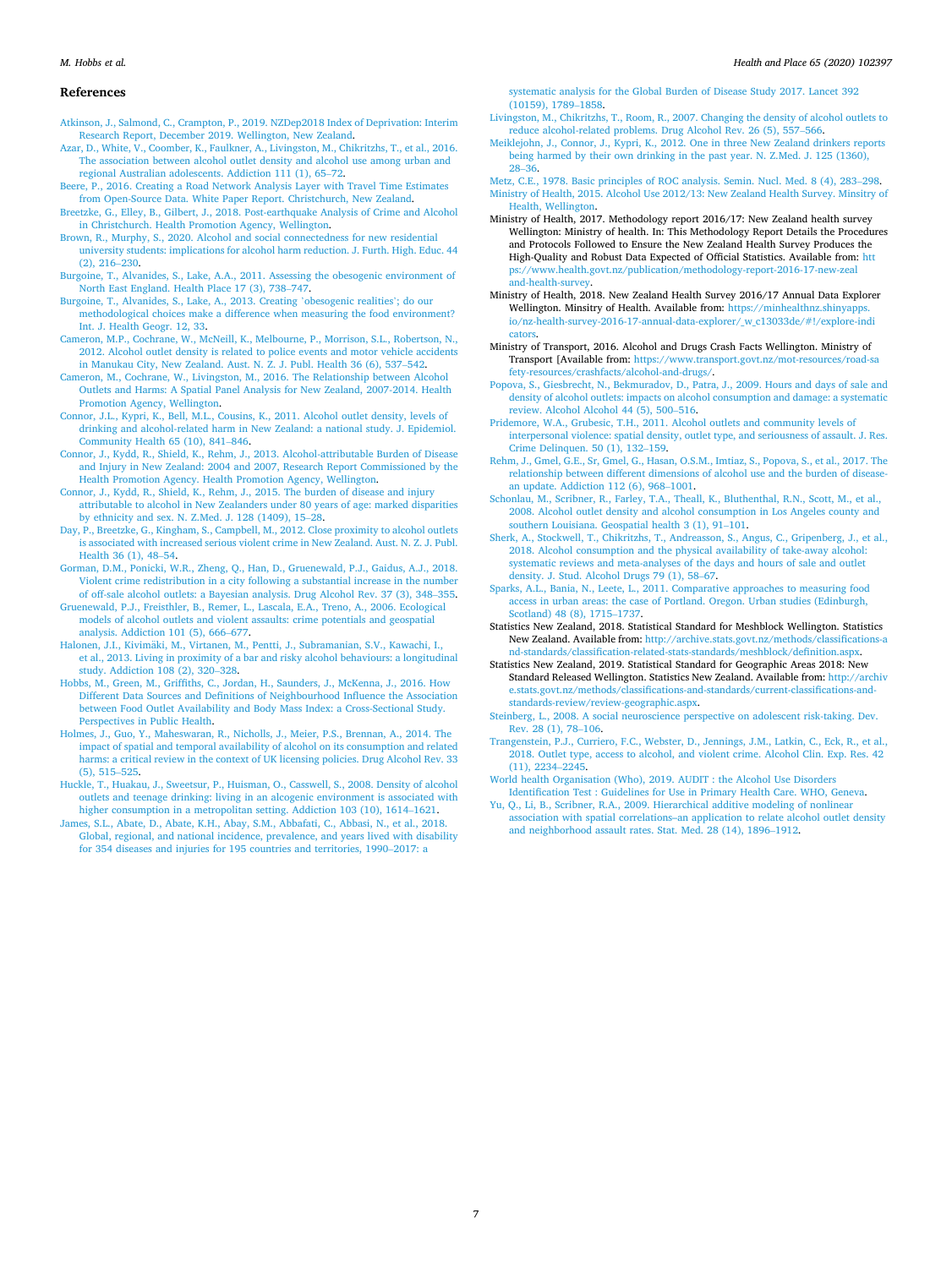## References

Atkinson, J., Salmond, C., Crampton, P., 2019. NZDep2018 Index of Deprivation: Interim Research Report, December 2019. Wellington, New Zealand.

Azar, D., White, V., Coomber, K., Faulkner, A., Livingston, M., Chikritzhs, T., et al., 2016. The association between alcohol outlet density and alcohol use among urban and regional Australian adolescents. Addiction 111 (1), 65–72.

Beere, P., 2016. Creating a Road Network Analysis Layer with Travel Time Estimates from Open-Source Data. White Paper Report. Christchurch, New Zealand.

Breetzke, G., Elley, B., Gilbert, J., 2018. Post-earthquake Analysis of Crime and Alcohol in Christchurch. Health Promotion Agency, Wellington.

Brown, R., Murphy, S., 2020. Alcohol and social connectedness for new residential university students: implications for alcohol harm reduction. J. Furth. High. Educ. 44 (2), 216–230.

Burgoine, T., Alvanides, S., Lake, A.A., 2011. Assessing the obesogenic environment of North East England. Health Place 17 (3), 738–747.

Burgoine, T., Alvanides, S., Lake, A., 2013. Creating 'obesogenic realities'; do our methodological choices make a difference when measuring the food environment? Int. J. Health Geogr. 12, 33.

Cameron, M.P., Cochrane, W., McNeill, K., Melbourne, P., Morrison, S.L., Robertson, N., 2012. Alcohol outlet density is related to police events and motor vehicle accidents in Manukau City, New Zealand. Aust. N. Z. J. Publ. Health 36 (6), 537–542.

Cameron, M., Cochrane, W., Livingston, M., 2016. The Relationship between Alcohol Outlets and Harms: A Spatial Panel Analysis for New Zealand, 2007-2014. Health Promotion Agency, Wellington.

Connor, J.L., Kypri, K., Bell, M.L., Cousins, K., 2011. Alcohol outlet density, levels of drinking and alcohol-related harm in New Zealand: a national study. J. Epidemiol. Community Health 65 (10), 841–846.

Connor, J., Kydd, R., Shield, K., Rehm, J., 2013. Alcohol-attributable Burden of Disease and Injury in New Zealand: 2004 and 2007, Research Report Commissioned by the Health Promotion Agency. Health Promotion Agency, Wellington.

Connor, J., Kydd, R., Shield, K., Rehm, J., 2015. The burden of disease and injury attributable to alcohol in New Zealanders under 80 years of age: marked disparities by ethnicity and sex. N. Z.Med. J. 128 (1409), 15–28.

Day, P., Breetzke, G., Kingham, S., Campbell, M., 2012. Close proximity to alcohol outlets is associated with increased serious violent crime in New Zealand. Aust. N. Z. J. Publ. Health 36 (1), 48–54.

Gorman, D.M., Ponicki, W.R., Zheng, Q., Han, D., Gruenewald, P.J., Gaidus, A.J., 2018. Violent crime redistribution in a city following a substantial increase in the number of off-sale alcohol outlets: a Bayesian analysis. Drug Alcohol Rev. 37 (3), 348–355.

Gruenewald, P.J., Freisthler, B., Remer, L., Lascala, E.A., Treno, A., 2006. Ecological models of alcohol outlets and violent assaults: crime potentials and geospatial analysis. Addiction 101 (5), 666–677.

Halonen, J.I., Kivimäki, M., Virtanen, M., Pentti, J., Subramanian, S.V., Kawachi, I., et al., 2013. Living in proximity of a bar and risky alcohol behaviours: a longitudinal study. Addiction 108 (2), 320–328.

Hobbs, M., Green, M., Griffiths, C., Jordan, H., Saunders, J., McKenna, J., 2016. How Different Data Sources and Definitions of Neighbourhood Influence the Association between Food Outlet Availability and Body Mass Index: a Cross-Sectional Study. Perspectives in Public Health.

Holmes, J., Guo, Y., Maheswaran, R., Nicholls, J., Meier, P.S., Brennan, A., 2014. The impact of spatial and temporal availability of alcohol on its consumption and related harms: a critical review in the context of UK licensing policies. Drug Alcohol Rev. 33 (5), 515–525.

Huckle, T., Huakau, J., Sweetsur, P., Huisman, O., Casswell, S., 2008. Density of alcohol outlets and teenage drinking: living in an alcogenic environment is associated with higher consumption in a metropolitan setting. Addiction 103 (10), 1614–1621.

James, S.L., Abate, D., Abate, K.H., Abay, S.M., Abbafati, C., Abbasi, N., et al., 2018. Global, regional, and national incidence, prevalence, and years lived with disability for 354 diseases and injuries for 195 countries and territories, 1990–2017: a systematic analysis for the Global Burden of Disease Study 2017. Lancet 392 (10159), 1789–1858.

Livingston, M., Chikritzhs, T., Room, R., 2007. Changing the density of alcohol outlets to reduce alcohol-related problems. Drug Alcohol Rev. 26 (5), 557–566.

Meiklejohn, J., Connor, J., Kypri, K., 2012. One in three New Zealand drinkers reports being harmed by their own drinking in the past year. N. Z.Med. J. 125 (1360), 28–36.

Metz, C.E., 1978. Basic principles of ROC analysis. Semin. Nucl. Med. 8 (4), 283–298.

Ministry of Health, 2015. Alcohol Use 2012/13: New Zealand Health Survey. Ministry of Health, Wellington.

Ministry of Health, 2017. Methodology report 2016/17: New Zealand health survey Wellington: Ministry of health. In: This Methodology Report Details the Procedures and Protocols Followed to Ensure the New Zealand Health Survey Produces the High-Quality and Robust Data Expected of Official Statistics. Available from: https://www.health.govt.nz/publication/methodology-report-2016-17-new-zealand-health-survey.

Ministry of Health, 2018. New Zealand Health Survey 2016/17 Annual Data Explorer Wellington. Ministry of Health. Available from: https://minhealthnz.shinyapps.io/nz-health-survey-2016-17-annual-data-explorer/_w_c13033de/#!/explore-indicators.

Ministry of Transport, 2016. Alcohol and Drugs Crash Facts Wellington. Ministry of Transport [Available from: https://www.transport.govt.nz/mot-resources/road-safety-resources/crashfacts/alcohol-and-drugs/.

Popova, S., Giesbrecht, N., Bekmuradov, D., Patra, J., 2009. Hours and days of sale and density of alcohol outlets: impacts on alcohol consumption and damage: a systematic review. Alcohol Alcohol 44 (5), 500–516.

Pridemore, W.A., Grubesic, T.H., 2011. Alcohol outlets and community levels of interpersonal violence: spatial density, outlet type, and seriousness of assault. J. Res. Crime Delinquen. 50 (1), 132–159.

Rehm, J., Gmel, G.E., Sr, Gmel, G., Hasan, O.S.M., Imtiaz, S., Popova, S., et al., 2017. The relationship between different dimensions of alcohol use and the burden of disease-an update. Addiction 112 (6), 968–1001.

Schonlau, M., Scribner, R., Farley, T.A., Theall, K., Bluthenthal, R.N., Scott, M., et al., 2008. Alcohol outlet density and alcohol consumption in Los Angeles county and southern Louisiana. Geospatial health 3 (1), 91–101.

Sherk, A., Stockwell, T., Chikritzhs, T., Andreasson, S., Angus, C., Gripenberg, J., et al., 2018. Alcohol consumption and the physical availability of take-away alcohol: systematic reviews and meta-analyses of the days and hours of sale and outlet density. J. Stud. Alcohol Drugs 79 (1), 58–67.

Sparks, A.L., Bania, N., Leete, L., 2011. Comparative approaches to measuring food access in urban areas: the case of Portland. Oregon. Urban studies (Edinburgh, Scotland) 48 (8), 1715–1737.

Statistics New Zealand, 2018. Statistical Standard for Meshblock Wellington. Statistics New Zealand. Available from: http://archive.stats.govt.nz/methods/classifications-and-standards/classification-related-stats-standards/meshblock/definition.aspx.

Statistics New Zealand, 2019. Statistical Standard for Geographic Areas 2018: New Standard Released Wellington. Statistics New Zealand. Available from: http://archive.stats.govt.nz/methods/classifications-and-standards/current-classifications-and-standards-review/review-geographic.aspx.

Steinberg, L., 2008. A social neuroscience perspective on adolescent risk-taking. Dev. Rev. 28 (1), 78–106.

Trangenstein, P.J., Curriero, F.C., Webster, D., Jennings, J.M., Latkin, C., Eck, R., et al., 2018. Outlet type, access to alcohol, and violent crime. Alcohol Clin. Exp. Res. 42 (11), 2234–2245.

World health Organisation (Who), 2019. AUDIT : the Alcohol Use Disorders Identification Test : Guidelines for Use in Primary Health Care. WHO, Geneva.

Yu, Q., Li, B., Scribner, R.A., 2009. Hierarchical additive modeling of nonlinear association with spatial correlations–an application to relate alcohol outlet density and neighborhood assault rates. Stat. Med. 28 (14), 1896–1912.